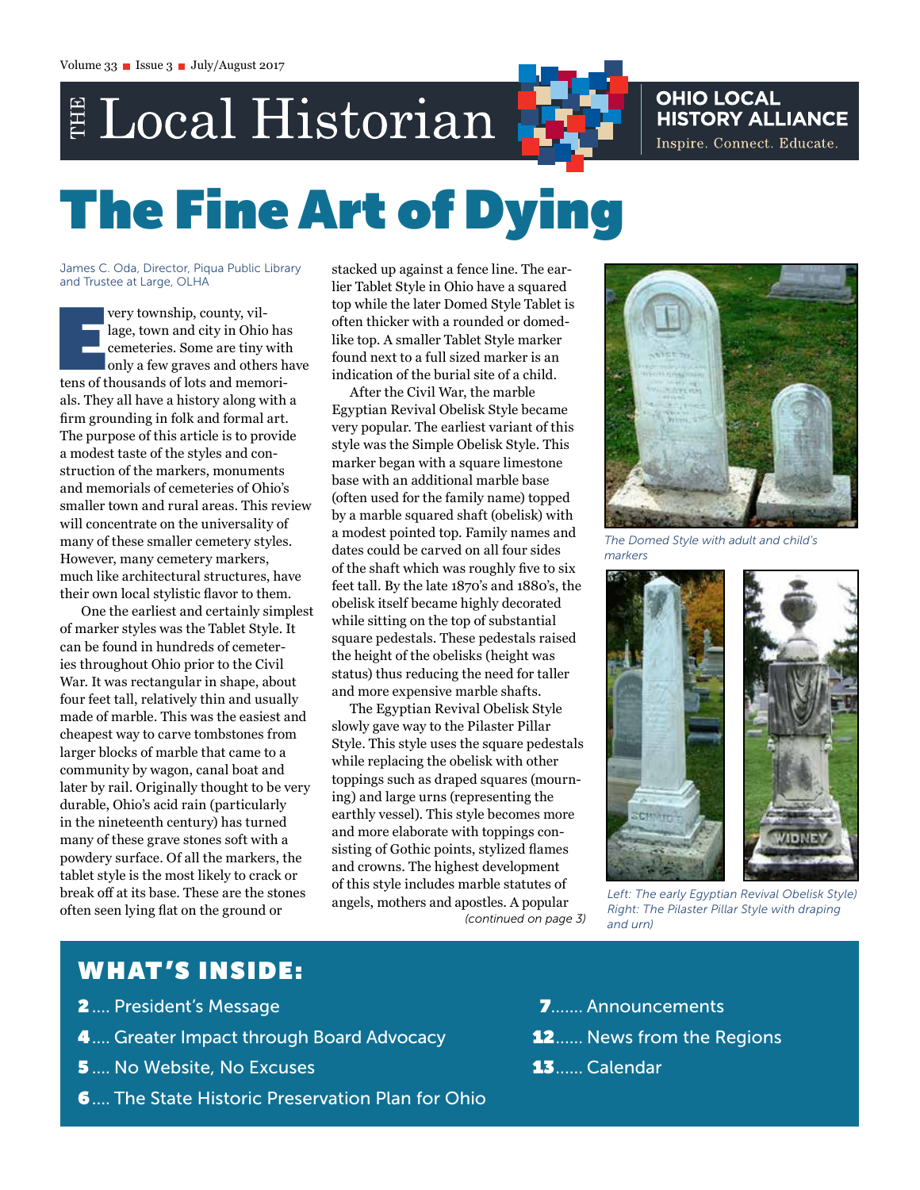# The Local Historian

**OHIO LOCAL HISTORY ALLIANCE**
Inspire. Connect. Educate.

# The Fine Art of Dying

James C. Oda, Director, Piqua Public Library and Trustee at Large, OLHA

Every township, county, village, town and city in Ohio has cemeteries. Some are tiny with only a few graves and others have tens of thousands of lots and memorials. They all have a history along with a firm grounding in folk and formal art. The purpose of this article is to provide a modest taste of the styles and construction of the markers, monuments and memorials of cemeteries of Ohio's smaller town and rural areas. This review will concentrate on the universality of many of these smaller cemetery styles. However, many cemetery markers, much like architectural structures, have their own local stylistic flavor to them.

One the earliest and certainly simplest of marker styles was the Tablet Style. It can be found in hundreds of cemeteries throughout Ohio prior to the Civil War. It was rectangular in shape, about four feet tall, relatively thin and usually made of marble. This was the easiest and cheapest way to carve tombstones from larger blocks of marble that came to a community by wagon, canal boat and later by rail. Originally thought to be very durable, Ohio's acid rain (particularly in the nineteenth century) has turned many of these grave stones soft with a powdery surface. Of all the markers, the tablet style is the most likely to crack or break off at its base. These are the stones often seen lying flat on the ground or stacked up against a fence line. The earlier Tablet Style in Ohio have a squared top while the later Domed Style Tablet is often thicker with a rounded or domed-like top. A smaller Tablet Style marker found next to a full sized marker is an indication of the burial site of a child.

After the Civil War, the marble Egyptian Revival Obelisk Style became very popular. The earliest variant of this style was the Simple Obelisk Style. This marker began with a square limestone base with an additional marble base (often used for the family name) topped by a marble squared shaft (obelisk) with a modest pointed top. Family names and dates could be carved on all four sides of the shaft which was roughly five to six feet tall. By the late 1870's and 1880's, the obelisk itself became highly decorated while sitting on the top of substantial square pedestals. These pedestals raised the height of the obelisks (height was status) thus reducing the need for taller and more expensive marble shafts.

The Egyptian Revival Obelisk Style slowly gave way to the Pilaster Pillar Style. This style uses the square pedestals while replacing the obelisk with other toppings such as draped squares (mourning) and large urns (representing the earthly vessel). This style becomes more and more elaborate with toppings consisting of Gothic points, stylized flames and crowns. The highest development of this style includes marble statutes of angels, mothers and apostles. A popular

*(continued on page 3)*

*The Domed Style with adult and child's markers*

*Left: The early Egyptian Revival Obelisk Style)*
*Right: The Pilaster Pillar Style with draping and urn)*

## WHAT'S INSIDE:

**2** .... President's Message
**4** .... Greater Impact through Board Advocacy
**5** .... No Website, No Excuses
**6** .... The State Historic Preservation Plan for Ohio
**7** ....... Announcements
**12** ...... News from the Regions
**13** ...... Calendar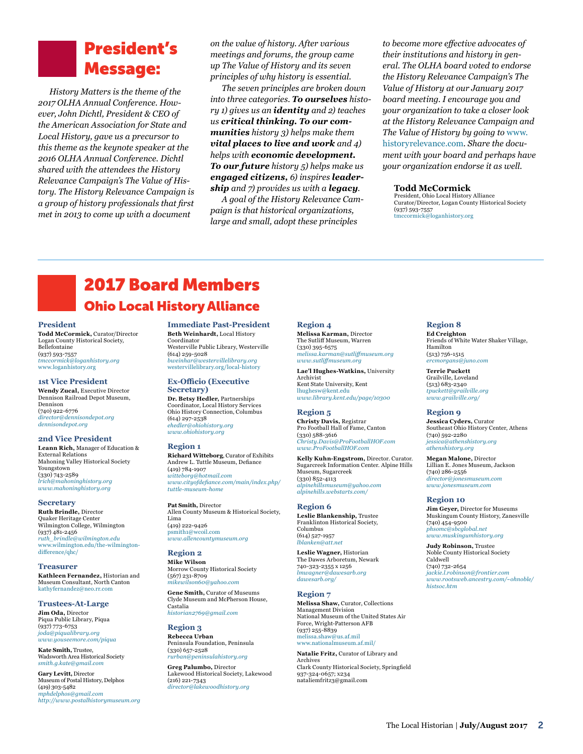# President's Message:

*History Matters is the theme of the 2017 OLHA Annual Conference. However, John Dichtl, President & CEO of the American Association for State and Local History, gave us a precursor to this theme as the keynote speaker at the 2016 OLHA Annual Conference. Dichtl shared with the attendees the History Relevance Campaign's The Value of History. The History Relevance Campaign is a group of history professionals that first met in 2013 to come up with a document on the value of history. After various meetings and forums, the group came up The Value of History and its seven principles of why history is essential.*

*The seven principles are broken down into three categories.* ***To ourselves*** *history 1) gives us an* ***identity*** *and 2) teaches us* ***critical thinking. To our communities*** *history 3) helps make them* ***vital places to live and work*** *and 4) helps with* ***economic development. To our future*** *history 5) helps make us* ***engaged citizens,*** *6) inspires* ***leadership*** *and 7) provides us with a* ***legacy****.*

*A goal of the History Relevance Campaign is that historical organizations, large and small, adopt these principles to become more effective advocates of their institutions and history in general. The OLHA board voted to endorse the History Relevance Campaign's The Value of History at our January 2017 board meeting. I encourage you and your organization to take a closer look at the History Relevance Campaign and The Value of History by going to* www.historyrelevance.com. *Share the document with your board and perhaps have your organization endorse it as well.*

**Todd McCormick**
President, Ohio Local History Alliance
Curator/Director, Logan County Historical Society
(937) 593-7557
tmccormick@loganhistory.org

# 2017 Board Members

## Ohio Local History Alliance

### President

**Todd McCormick,** Curator/Director
Logan County Historical Society, Bellefontaine
(937) 593-7557
*tmccormick@loganhistory.org*
www.loganhistory.org

### 1st Vice President

**Wendy Zucal,** Executive Director
Dennison Railroad Depot Museum, Dennison
(740) 922-6776
*director@dennisondepot.org*
*dennisondepot.org*

### 2nd Vice President

**Leann Rich,** Manager of Education & External Relations
Mahoning Valley Historical Society
Youngstown
(330) 743-2589
*lrich@mahoninghistory.org*
*www.mahoninghistory.org*

### Secretary

**Ruth Brindle,** Director
Quaker Heritage Center
Wilmington College, Wilmington
(937) 481-2456
*ruth_ brindle@wilmington.edu*
www.wilmington.edu/the-wilmington-difference/qhc/

### Treasurer

**Kathleen Fernandez,** Historian and Museum Consultant, North Canton
kathyfernandez@neo.rr.com

### Trustees-At-Large

**Jim Oda,** Director
Piqua Public Library, Piqua
(937) 773-6753
*joda@piqualibrary.org*
*www.youseemore.com/piqua*

**Kate Smith,** Trustee,
Wadsworth Area Historical Society
*smith.g.kate@gmail.com*

**Gary Levitt,** Director
Museum of Postal History, Delphos
(419) 303-5482
*mphdelphos@gmail.com*
*http://www.postalhistorymuseum.org*

### Immediate Past-President

**Beth Weinhardt,** Local History Coordinator
Westerville Public Library, Westerville
(614) 259-5028
*bweinhar@westervillelibrary.org*
westervillelibrary.org/local-history

### Ex-Officio (Executive Secretary)

**Dr. Betsy Hedler,** Partnerships Coordinator, Local History Services
Ohio History Connection, Columbus
(614) 297-2538
*ehedler@ohiohistory.org*
*www.ohiohistory.org*

### Region 1

**Richard Witteborg**, Curator of Exhibits
Andrew L. Tuttle Museum, Defiance
(419) 784-1907
*witteborg@hotmail.com*
*www.cityofdefiance.com/main/index.php/tuttle-museum-home*

**Pat Smith,** Director
Allen County Museum & Historical Society, Lima
(419) 222-9426
psmith1@wcoil.com
*www.allencountymuseum.org*

### Region 2

**Mike Wilson**
Morrow County Historical Society
(567) 231-8709
*mikewilson60@yahoo.com*

**Gene Smith,** Curator of Museums
Clyde Museum and McPherson House, Castalia
*historian2769@gmail.com*

### Region 3

**Rebecca Urban**
Peninsula Foundation, Peninsula
(330) 657-2528
*rurban@peninsulahistory.org*

**Greg Palumbo,** Director
Lakewood Historical Society, Lakewood
(216) 221-7343
*director@lakewoodhistory.org*

### Region 4

**Melissa Karman,** Director
The Sutliff Museum, Warren
(330) 395-6575
*melissa.karman@sutliffmuseum.org*
*www.sutliffmuseum.org*

**Lae'l Hughes-Watkins,** University Archivist
Kent State University, Kent
lhughesw@kent.edu
*www.library.kent.edu/page/10300*

### Region 5

**Christy Davis,** Registrar
Pro Football Hall of Fame, Canton
(330) 588-3616
*Christy.Davis@ProFootballHOF.com*
*www.ProFootballHOF.com*

**Kelly Kuhn-Engstrom,** Director. Curator.
Sugarcreek Information Center. Alpine Hills Museum, Sugarcreek
(330) 852-4113
*alpinehillsmuseum@yahoo.com*
*alpinehills.webstarts.com/*

### Region 6

**Leslie Blankenship,** Trustee
Franklinton Historical Society, Columbus
(614) 527-1957
*lblanken@att.net*

**Leslie Wagner,** Historian
The Dawes Arboretum, Newark
740-323-2355 x 1256
*lmwagner@dawesarb.org*
*dawesarb.org/*

### Region 7

**Melissa Shaw,** Curator, Collections Management Division
National Museum of the United States Air Force, Wright-Patterson AFB
(937) 255-8839
melissa.shaw@us.af.mil
www.nationalmuseum.af.mil/

**Natalie Fritz,** Curator of Library and Archives
Clark County Historical Society, Springfield
937-324-0657; x234
nataliemfritz3@gmail.com

### Region 8

**Ed Creighton**
Friends of White Water Shaker Village, Hamilton
(513) 756-1515
*ercmorgans@juno.com*

**Terrie Puckett**
Grailville, Loveland
(513) 683-2340
*tpuckett@grailville.org*
*www.grailville.org/*

### Region 9

**Jessica Cyders,** Curator
Southeast Ohio History Center, Athens
(740) 592-2280
*jessica@athenshistory.org*
*athenshistory.org*

**Megan Malone,** Director
Lillian E. Jones Museum, Jackson
(740) 286-2556
*director@jonesmuseum.com*
*www.jonesmuseum.com*

### Region 10

**Jim Geyer,** Director for Museums
Muskingum County History, Zanesville
(740) 454-9500
*phsomc@sbcglobal.net*
*www.muskingumhistory.org*

**Judy Robinson,** Trustee
Noble County Historical Society
Caldwell
(740) 732-2654
*jackie.l.robinson@frontier.com*
*www.rootsweb.ancestry.com/~ohnoble/histsoc.htm*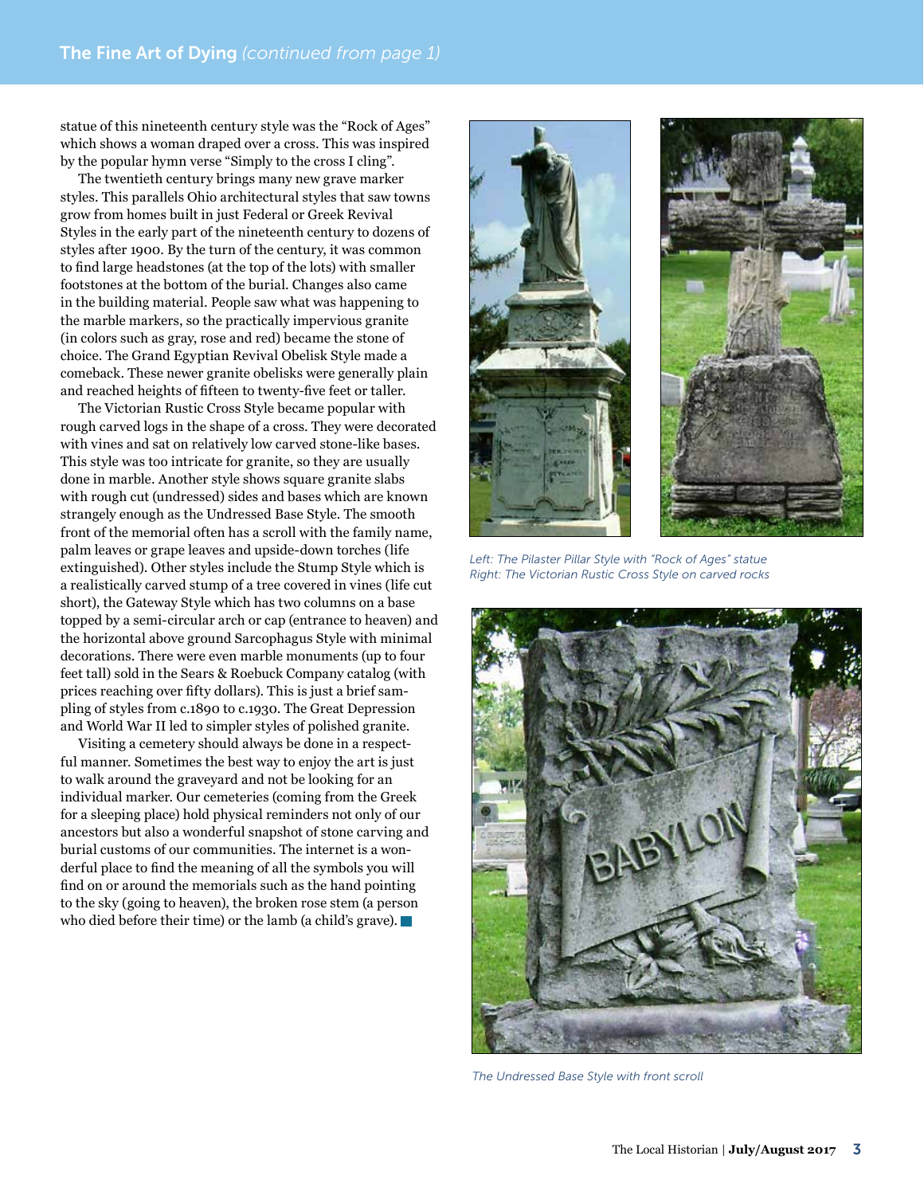statue of this nineteenth century style was the "Rock of Ages" which shows a woman draped over a cross. This was inspired by the popular hymn verse "Simply to the cross I cling".

The twentieth century brings many new grave marker styles. This parallels Ohio architectural styles that saw towns grow from homes built in just Federal or Greek Revival Styles in the early part of the nineteenth century to dozens of styles after 1900. By the turn of the century, it was common to find large headstones (at the top of the lots) with smaller footstones at the bottom of the burial. Changes also came in the building material. People saw what was happening to the marble markers, so the practically impervious granite (in colors such as gray, rose and red) became the stone of choice. The Grand Egyptian Revival Obelisk Style made a comeback. These newer granite obelisks were generally plain and reached heights of fifteen to twenty-five feet or taller.

The Victorian Rustic Cross Style became popular with rough carved logs in the shape of a cross. They were decorated with vines and sat on relatively low carved stone-like bases. This style was too intricate for granite, so they are usually done in marble. Another style shows square granite slabs with rough cut (undressed) sides and bases which are known strangely enough as the Undressed Base Style. The smooth front of the memorial often has a scroll with the family name, palm leaves or grape leaves and upside-down torches (life extinguished). Other styles include the Stump Style which is a realistically carved stump of a tree covered in vines (life cut short), the Gateway Style which has two columns on a base topped by a semi-circular arch or cap (entrance to heaven) and the horizontal above ground Sarcophagus Style with minimal decorations. There were even marble monuments (up to four feet tall) sold in the Sears & Roebuck Company catalog (with prices reaching over fifty dollars). This is just a brief sampling of styles from c.1890 to c.1930. The Great Depression and World War II led to simpler styles of polished granite.

Visiting a cemetery should always be done in a respectful manner. Sometimes the best way to enjoy the art is just to walk around the graveyard and not be looking for an individual marker. Our cemeteries (coming from the Greek for a sleeping place) hold physical reminders not only of our ancestors but also a wonderful snapshot of stone carving and burial customs of our communities. The internet is a wonderful place to find the meaning of all the symbols you will find on or around the memorials such as the hand pointing to the sky (going to heaven), the broken rose stem (a person who died before their time) or the lamb (a child's grave).

*Left: The Pilaster Pillar Style with "Rock of Ages" statue*
*Right: The Victorian Rustic Cross Style on carved rocks*

*The Undressed Base Style with front scroll*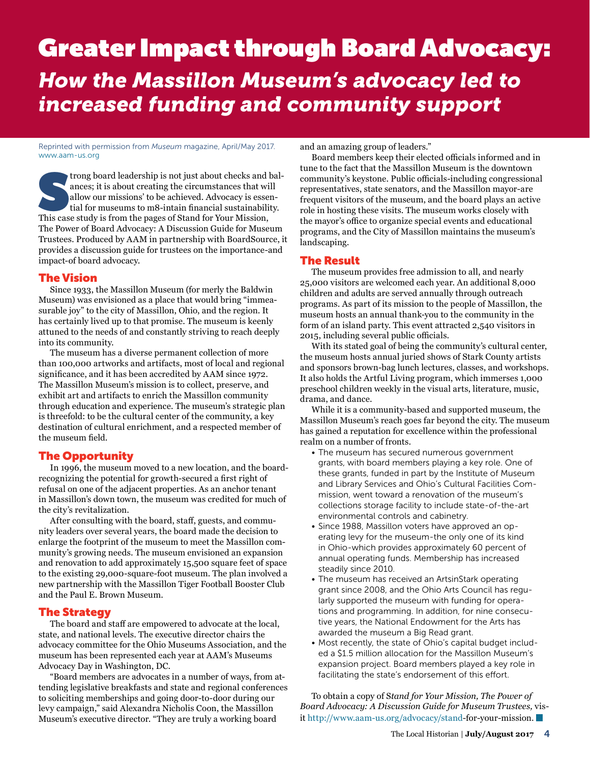# Greater Impact through Board Advocacy:

## *How the Massillon Museum's advocacy led to increased funding and community support*

Reprinted with permission from *Museum* magazine, April/May 2017. www.aam-us.org

Strong board leadership is not just about checks and balances; it is about creating the circumstances that will allow our missions' to be achieved. Advocacy is essential for museums to m8-intain financial sustainability. This case study is from the pages of Stand for Your Mission, The Power of Board Advocacy: A Discussion Guide for Museum Trustees. Produced by AAM in partnership with BoardSource, it provides a discussion guide for trustees on the importance-and impact-of board advocacy.

### The Vision

Since 1933, the Massillon Museum (for merly the Baldwin Museum) was envisioned as a place that would bring "immeasurable joy" to the city of Massillon, Ohio, and the region. It has certainly lived up to that promise. The museum is keenly attuned to the needs of and constantly striving to reach deeply into its community.

The museum has a diverse permanent collection of more than 100,000 artworks and artifacts, most of local and regional significance, and it has been accredited by AAM since 1972. The Massillon Museum's mission is to collect, preserve, and exhibit art and artifacts to enrich the Massillon community through education and experience. The museum's strategic plan is threefold: to be the cultural center of the community, a key destination of cultural enrichment, and a respected member of the museum field.

### The Opportunity

In 1996, the museum moved to a new location, and the board-recognizing the potential for growth-secured a first right of refusal on one of the adjacent properties. As an anchor tenant in Massillon's down town, the museum was credited for much of the city's revitalization.

After consulting with the board, staff, guests, and community leaders over several years, the board made the decision to enlarge the footprint of the museum to meet the Massillon community's growing needs. The museum envisioned an expansion and renovation to add approximately 15,500 square feet of space to the existing 29,000-square-foot museum. The plan involved a new partnership with the Massillon Tiger Football Booster Club and the Paul E. Brown Museum.

### The Strategy

The board and staff are empowered to advocate at the local, state, and national levels. The executive director chairs the advocacy committee for the Ohio Museums Association, and the museum has been represented each year at AAM's Museums Advocacy Day in Washington, DC.

"Board members are advocates in a number of ways, from attending legislative breakfasts and state and regional conferences to soliciting memberships and going door-to-door during our levy campaign," said Alexandra Nicholis Coon, the Massillon Museum's executive director. "They are truly a working board and an amazing group of leaders."

Board members keep their elected officials informed and in tune to the fact that the Massillon Museum is the downtown community's keystone. Public officials-including congressional representatives, state senators, and the Massillon mayor-are frequent visitors of the museum, and the board plays an active role in hosting these visits. The museum works closely with the mayor's office to organize special events and educational programs, and the City of Massillon maintains the museum's landscaping.

### The Result

The museum provides free admission to all, and nearly 25,000 visitors are welcomed each year. An additional 8,000 children and adults are served annually through outreach programs. As part of its mission to the people of Massillon, the museum hosts an annual thank-you to the community in the form of an island party. This event attracted 2,540 visitors in 2015, including several public officials.

With its stated goal of being the community's cultural center, the museum hosts annual juried shows of Stark County artists and sponsors brown-bag lunch lectures, classes, and workshops. It also holds the Artful Living program, which immerses 1,000 preschool children weekly in the visual arts, literature, music, drama, and dance.

While it is a community-based and supported museum, the Massillon Museum's reach goes far beyond the city. The museum has gained a reputation for excellence within the professional realm on a number of fronts.

- The museum has secured numerous government grants, with board members playing a key role. One of these grants, funded in part by the Institute of Museum and Library Services and Ohio's Cultural Facilities Commission, went toward a renovation of the museum's collections storage facility to include state-of-the-art environmental controls and cabinetry.
- Since 1988, Massillon voters have approved an operating levy for the museum-the only one of its kind in Ohio-which provides approximately 60 percent of annual operating funds. Membership has increased steadily since 2010.
- The museum has received an ArtsinStark operating grant since 2008, and the Ohio Arts Council has regularly supported the museum with funding for operations and programming. In addition, for nine consecutive years, the National Endowment for the Arts has awarded the museum a Big Read grant.
- Most recently, the state of Ohio's capital budget included a $1.5 million allocation for the Massillon Museum's expansion project. Board members played a key role in facilitating the state's endorsement of this effort.

To obtain a copy of S*tand for Your Mission, The Power of Board Advocacy: A Discussion Guide for Museum Trustees,* visit http://www.aam-us.org/advocacy/stand-for-your-mission.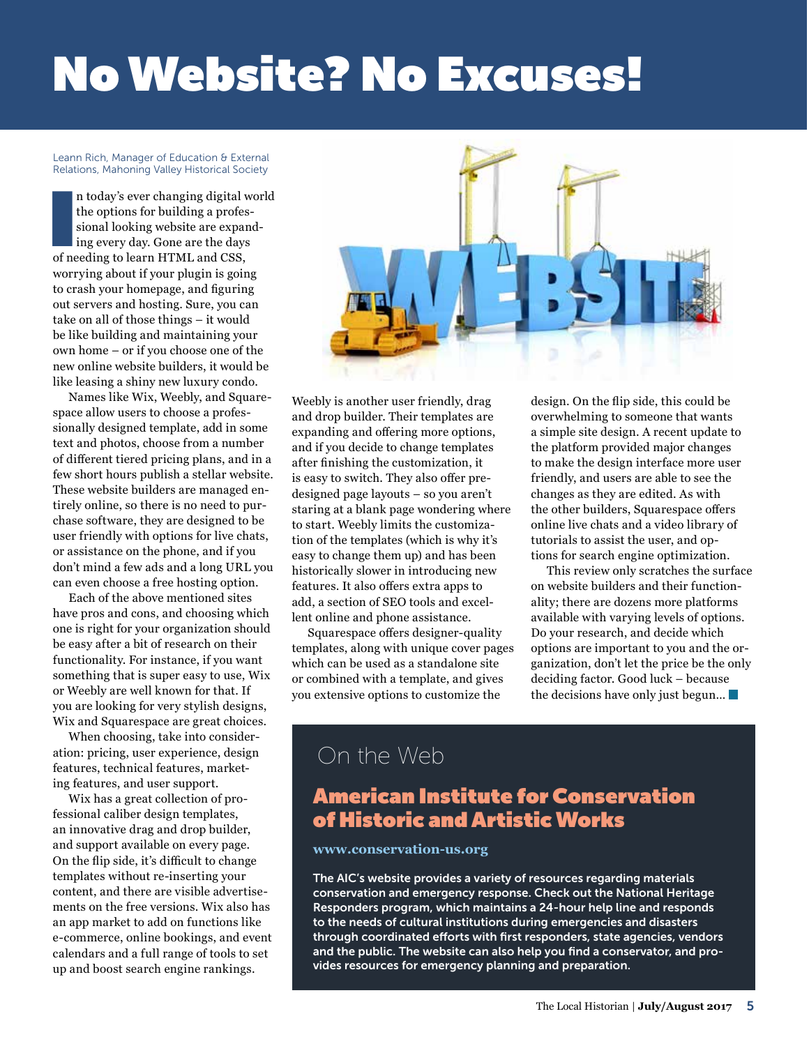# No Website? No Excuses!

Leann Rich, Manager of Education & External Relations, Mahoning Valley Historical Society

In today's ever changing digital world the options for building a professional looking website are expanding every day. Gone are the days of needing to learn HTML and CSS, worrying about if your plugin is going to crash your homepage, and figuring out servers and hosting. Sure, you can take on all of those things – it would be like building and maintaining your own home – or if you choose one of the new online website builders, it would be like leasing a shiny new luxury condo.

Names like Wix, Weebly, and Squarespace allow users to choose a professionally designed template, add in some text and photos, choose from a number of different tiered pricing plans, and in a few short hours publish a stellar website. These website builders are managed entirely online, so there is no need to purchase software, they are designed to be user friendly with options for live chats, or assistance on the phone, and if you don't mind a few ads and a long URL you can even choose a free hosting option.

Each of the above mentioned sites have pros and cons, and choosing which one is right for your organization should be easy after a bit of research on their functionality. For instance, if you want something that is super easy to use, Wix or Weebly are well known for that. If you are looking for very stylish designs, Wix and Squarespace are great choices.

When choosing, take into consideration: pricing, user experience, design features, technical features, marketing features, and user support.

Wix has a great collection of professional caliber design templates, an innovative drag and drop builder, and support available on every page. On the flip side, it's difficult to change templates without re-inserting your content, and there are visible advertisements on the free versions. Wix also has an app market to add on functions like e-commerce, online bookings, and event calendars and a full range of tools to set up and boost search engine rankings.

Weebly is another user friendly, drag and drop builder. Their templates are expanding and offering more options, and if you decide to change templates after finishing the customization, it is easy to switch. They also offer predesigned page layouts – so you aren't staring at a blank page wondering where to start. Weebly limits the customization of the templates (which is why it's easy to change them up) and has been historically slower in introducing new features. It also offers extra apps to add, a section of SEO tools and excellent online and phone assistance.

Squarespace offers designer-quality templates, along with unique cover pages which can be used as a standalone site or combined with a template, and gives you extensive options to customize the design. On the flip side, this could be overwhelming to someone that wants a simple site design. A recent update to the platform provided major changes to make the design interface more user friendly, and users are able to see the changes as they are edited. As with the other builders, Squarespace offers online live chats and a video library of tutorials to assist the user, and options for search engine optimization.

This review only scratches the surface on website builders and their functionality; there are dozens more platforms available with varying levels of options. Do your research, and decide which options are important to you and the organization, don't let the price be the only deciding factor. Good luck – because the decisions have only just begun...

## On the Web

### American Institute for Conservation of Historic and Artistic Works

**www.conservation-us.org**

The AIC's website provides a variety of resources regarding materials conservation and emergency response. Check out the National Heritage Responders program, which maintains a 24-hour help line and responds to the needs of cultural institutions during emergencies and disasters through coordinated efforts with first responders, state agencies, vendors and the public. The website can also help you find a conservator, and provides resources for emergency planning and preparation.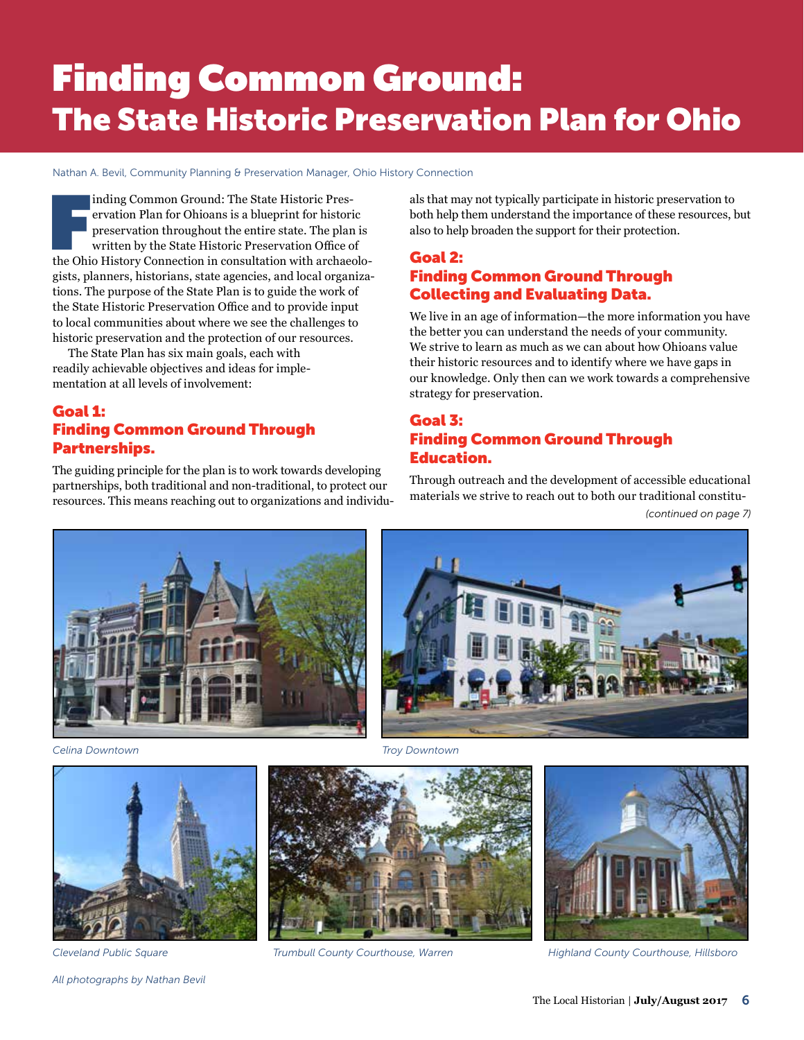# Finding Common Ground:
## The State Historic Preservation Plan for Ohio

Nathan A. Bevil, Community Planning & Preservation Manager, Ohio History Connection

Finding Common Ground: The State Historic Preservation Plan for Ohioans is a blueprint for historic preservation throughout the entire state. The plan is written by the State Historic Preservation Office of the Ohio History Connection in consultation with archaeologists, planners, historians, state agencies, and local organizations. The purpose of the State Plan is to guide the work of the State Historic Preservation Office and to provide input to local communities about where we see the challenges to historic preservation and the protection of our resources.

The State Plan has six main goals, each with readily achievable objectives and ideas for implementation at all levels of involvement:

### Goal 1: Finding Common Ground Through Partnerships.

The guiding principle for the plan is to work towards developing partnerships, both traditional and non-traditional, to protect our resources. This means reaching out to organizations and individuals that may not typically participate in historic preservation to both help them understand the importance of these resources, but also to help broaden the support for their protection.

### Goal 2: Finding Common Ground Through Collecting and Evaluating Data.

We live in an age of information—the more information you have the better you can understand the needs of your community. We strive to learn as much as we can about how Ohioans value their historic resources and to identify where we have gaps in our knowledge. Only then can we work towards a comprehensive strategy for preservation.

### Goal 3: Finding Common Ground Through Education.

Through outreach and the development of accessible educational materials we strive to reach out to both our traditional constitu-

*(continued on page 7)*

*Celina Downtown*

*Troy Downtown*

*Cleveland Public Square*

*Trumbull County Courthouse, Warren*

*Highland County Courthouse, Hillsboro*

*All photographs by Nathan Bevil*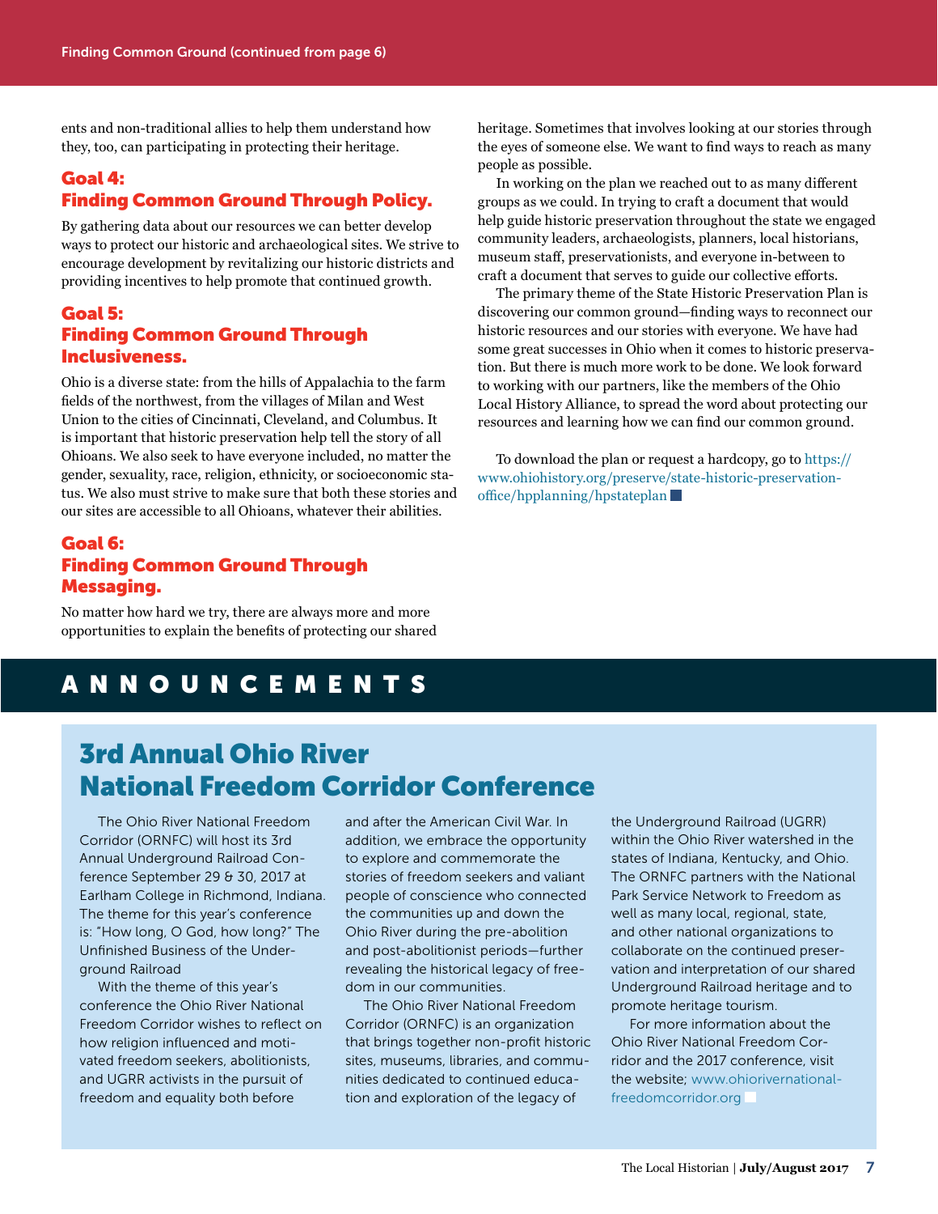ents and non-traditional allies to help them understand how they, too, can participating in protecting their heritage.

## Goal 4: Finding Common Ground Through Policy.

By gathering data about our resources we can better develop ways to protect our historic and archaeological sites. We strive to encourage development by revitalizing our historic districts and providing incentives to help promote that continued growth.

## Goal 5: Finding Common Ground Through Inclusiveness.

Ohio is a diverse state: from the hills of Appalachia to the farm fields of the northwest, from the villages of Milan and West Union to the cities of Cincinnati, Cleveland, and Columbus. It is important that historic preservation help tell the story of all Ohioans. We also seek to have everyone included, no matter the gender, sexuality, race, religion, ethnicity, or socioeconomic status. We also must strive to make sure that both these stories and our sites are accessible to all Ohioans, whatever their abilities.

## Goal 6: Finding Common Ground Through Messaging.

No matter how hard we try, there are always more and more opportunities to explain the benefits of protecting our shared heritage. Sometimes that involves looking at our stories through the eyes of someone else. We want to find ways to reach as many people as possible.

In working on the plan we reached out to as many different groups as we could. In trying to craft a document that would help guide historic preservation throughout the state we engaged community leaders, archaeologists, planners, local historians, museum staff, preservationists, and everyone in-between to craft a document that serves to guide our collective efforts.

The primary theme of the State Historic Preservation Plan is discovering our common ground—finding ways to reconnect our historic resources and our stories with everyone. We have had some great successes in Ohio when it comes to historic preservation. But there is much more work to be done. We look forward to working with our partners, like the members of the Ohio Local History Alliance, to spread the word about protecting our resources and learning how we can find our common ground.

To download the plan or request a hardcopy, go to https://www.ohiohistory.org/preserve/state-historic-preservation-office/hpplanning/hpstateplan

# ANNOUNCEMENTS

## 3rd Annual Ohio River National Freedom Corridor Conference

The Ohio River National Freedom Corridor (ORNFC) will host its 3rd Annual Underground Railroad Conference September 29 & 30, 2017 at Earlham College in Richmond, Indiana. The theme for this year's conference is: "How long, O God, how long?" The Unfinished Business of the Underground Railroad

With the theme of this year's conference the Ohio River National Freedom Corridor wishes to reflect on how religion influenced and motivated freedom seekers, abolitionists, and UGRR activists in the pursuit of freedom and equality both before and after the American Civil War. In addition, we embrace the opportunity to explore and commemorate the stories of freedom seekers and valiant people of conscience who connected the communities up and down the Ohio River during the pre-abolition and post-abolitionist periods—further revealing the historical legacy of freedom in our communities.

The Ohio River National Freedom Corridor (ORNFC) is an organization that brings together non-profit historic sites, museums, libraries, and communities dedicated to continued education and exploration of the legacy of the Underground Railroad (UGRR) within the Ohio River watershed in the states of Indiana, Kentucky, and Ohio. The ORNFC partners with the National Park Service Network to Freedom as well as many local, regional, state, and other national organizations to collaborate on the continued preservation and interpretation of our shared Underground Railroad heritage and to promote heritage tourism.

For more information about the Ohio River National Freedom Corridor and the 2017 conference, visit the website; www.ohiorivernationalfreedomcorridor.org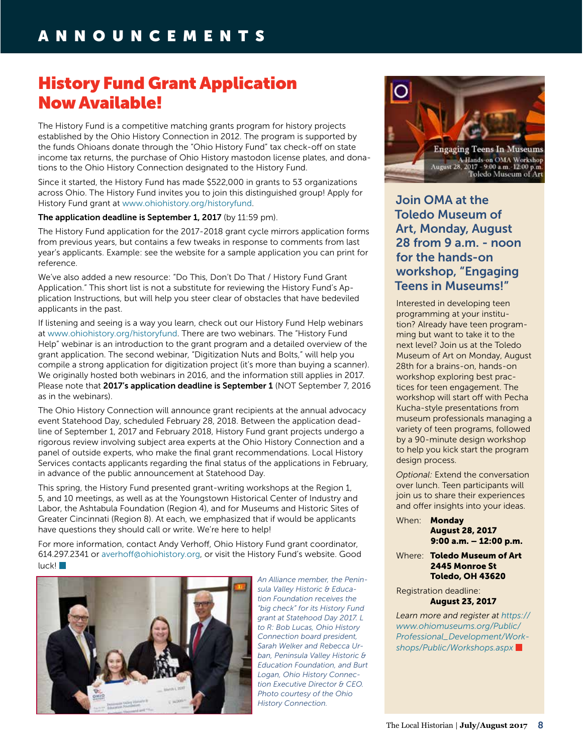# ANNOUNCEMENTS

## History Fund Grant Application Now Available!

The History Fund is a competitive matching grants program for history projects established by the Ohio History Connection in 2012. The program is supported by the funds Ohioans donate through the "Ohio History Fund" tax check-off on state income tax returns, the purchase of Ohio History mastodon license plates, and donations to the Ohio History Connection designated to the History Fund.

Since it started, the History Fund has made $522,000 in grants to 53 organizations across Ohio. The History Fund invites you to join this distinguished group! Apply for History Fund grant at www.ohiohistory.org/historyfund.

**The application deadline is September 1, 2017** (by 11:59 pm).

The History Fund application for the 2017-2018 grant cycle mirrors application forms from previous years, but contains a few tweaks in response to comments from last year's applicants. Example: see the website for a sample application you can print for reference.

We've also added a new resource: "Do This, Don't Do That / History Fund Grant Application." This short list is not a substitute for reviewing the History Fund's Application Instructions, but will help you steer clear of obstacles that have bedeviled applicants in the past.

If listening and seeing is a way you learn, check out our History Fund Help webinars at www.ohiohistory.org/historyfund. There are two webinars. The "History Fund Help" webinar is an introduction to the grant program and a detailed overview of the grant application. The second webinar, "Digitization Nuts and Bolts," will help you compile a strong application for digitization project (it's more than buying a scanner). We originally hosted both webinars in 2016, and the information still applies in 2017. Please note that **2017's application deadline is September 1** (NOT September 7, 2016 as in the webinars).

The Ohio History Connection will announce grant recipients at the annual advocacy event Statehood Day, scheduled February 28, 2018. Between the application deadline of September 1, 2017 and February 2018, History Fund grant projects undergo a rigorous review involving subject area experts at the Ohio History Connection and a panel of outside experts, who make the final grant recommendations. Local History Services contacts applicants regarding the final status of the applications in February, in advance of the public announcement at Statehood Day.

This spring, the History Fund presented grant-writing workshops at the Region 1, 5, and 10 meetings, as well as at the Youngstown Historical Center of Industry and Labor, the Ashtabula Foundation (Region 4), and for Museums and Historic Sites of Greater Cincinnati (Region 8). At each, we emphasized that if would be applicants have questions they should call or write. We're here to help!

For more information, contact Andy Verhoff, Ohio History Fund grant coordinator, 614.297.2341 or averhoff@ohiohistory.org, or visit the History Fund's website. Good luck!

*An Alliance member, the Peninsula Valley Historic & Education Foundation receives the "big check" for its History Fund grant at Statehood Day 2017. L to R: Bob Lucas, Ohio History Connection board president, Sarah Welker and Rebecca Urban, Peninsula Valley Historic & Education Foundation, and Burt Logan, Ohio History Connection Executive Director & CEO. Photo courtesy of the Ohio History Connection.*

## Join OMA at the Toledo Museum of Art, Monday, August 28 from 9 a.m. - noon for the hands-on workshop, "Engaging Teens in Museums!"

Interested in developing teen programming at your institution? Already have teen programming but want to take it to the next level? Join us at the Toledo Museum of Art on Monday, August 28th for a brains-on, hands-on workshop exploring best practices for teen engagement. The workshop will start off with Pecha Kucha-style presentations from museum professionals managing a variety of teen programs, followed by a 90-minute design workshop to help you kick start the program design process.

*Optional:* Extend the conversation over lunch. Teen participants will join us to share their experiences and offer insights into your ideas.

When: **Monday August 28, 2017 9:00 a.m. – 12:00 p.m.**

Where: **Toledo Museum of Art 2445 Monroe St Toledo, OH 43620**

Registration deadline: **August 23, 2017**

*Learn more and register at https://www.ohiomuseums.org/Public/Professional_Development/Workshops/Public/Workshops.aspx*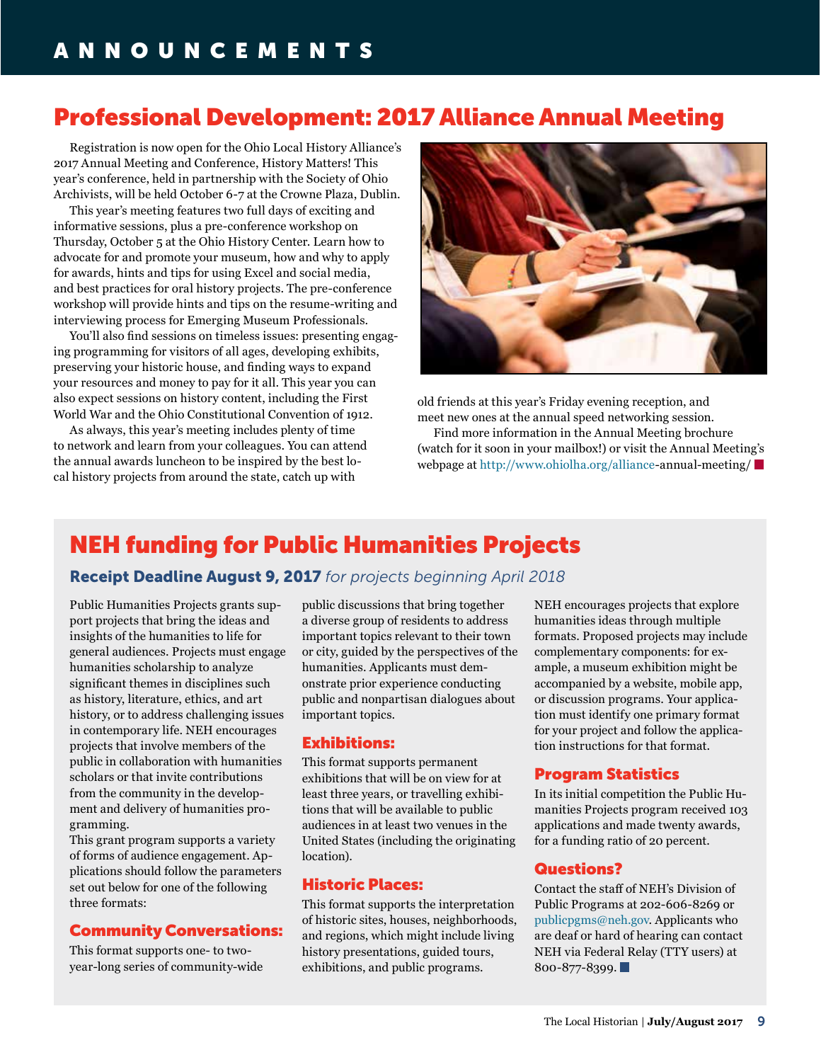# ANNOUNCEMENTS

## Professional Development: 2017 Alliance Annual Meeting

Registration is now open for the Ohio Local History Alliance's 2017 Annual Meeting and Conference, History Matters! This year's conference, held in partnership with the Society of Ohio Archivists, will be held October 6-7 at the Crowne Plaza, Dublin.

This year's meeting features two full days of exciting and informative sessions, plus a pre-conference workshop on Thursday, October 5 at the Ohio History Center. Learn how to advocate for and promote your museum, how and why to apply for awards, hints and tips for using Excel and social media, and best practices for oral history projects. The pre-conference workshop will provide hints and tips on the resume-writing and interviewing process for Emerging Museum Professionals.

You'll also find sessions on timeless issues: presenting engaging programming for visitors of all ages, developing exhibits, preserving your historic house, and finding ways to expand your resources and money to pay for it all. This year you can also expect sessions on history content, including the First World War and the Ohio Constitutional Convention of 1912.

As always, this year's meeting includes plenty of time to network and learn from your colleagues. You can attend the annual awards luncheon to be inspired by the best local history projects from around the state, catch up with old friends at this year's Friday evening reception, and meet new ones at the annual speed networking session.

Find more information in the Annual Meeting brochure (watch for it soon in your mailbox!) or visit the Annual Meeting's webpage at http://www.ohiolha.org/alliance-annual-meeting/

## NEH funding for Public Humanities Projects

### Receipt Deadline August 9, 2017 *for projects beginning April 2018*

Public Humanities Projects grants support projects that bring the ideas and insights of the humanities to life for general audiences. Projects must engage humanities scholarship to analyze significant themes in disciplines such as history, literature, ethics, and art history, or to address challenging issues in contemporary life. NEH encourages projects that involve members of the public in collaboration with humanities scholars or that invite contributions from the community in the development and delivery of humanities programming.

This grant program supports a variety of forms of audience engagement. Applications should follow the parameters set out below for one of the following three formats:

### Community Conversations:

This format supports one- to two-year-long series of community-wide public discussions that bring together a diverse group of residents to address important topics relevant to their town or city, guided by the perspectives of the humanities. Applicants must demonstrate prior experience conducting public and nonpartisan dialogues about important topics.

### Exhibitions:

This format supports permanent exhibitions that will be on view for at least three years, or travelling exhibitions that will be available to public audiences in at least two venues in the United States (including the originating location).

### Historic Places:

This format supports the interpretation of historic sites, houses, neighborhoods, and regions, which might include living history presentations, guided tours, exhibitions, and public programs.

NEH encourages projects that explore humanities ideas through multiple formats. Proposed projects may include complementary components: for example, a museum exhibition might be accompanied by a website, mobile app, or discussion programs. Your application must identify one primary format for your project and follow the application instructions for that format.

### Program Statistics

In its initial competition the Public Humanities Projects program received 103 applications and made twenty awards, for a funding ratio of 20 percent.

### Questions?

Contact the staff of NEH's Division of Public Programs at 202-606-8269 or publicpgms@neh.gov. Applicants who are deaf or hard of hearing can contact NEH via Federal Relay (TTY users) at 800-877-8399.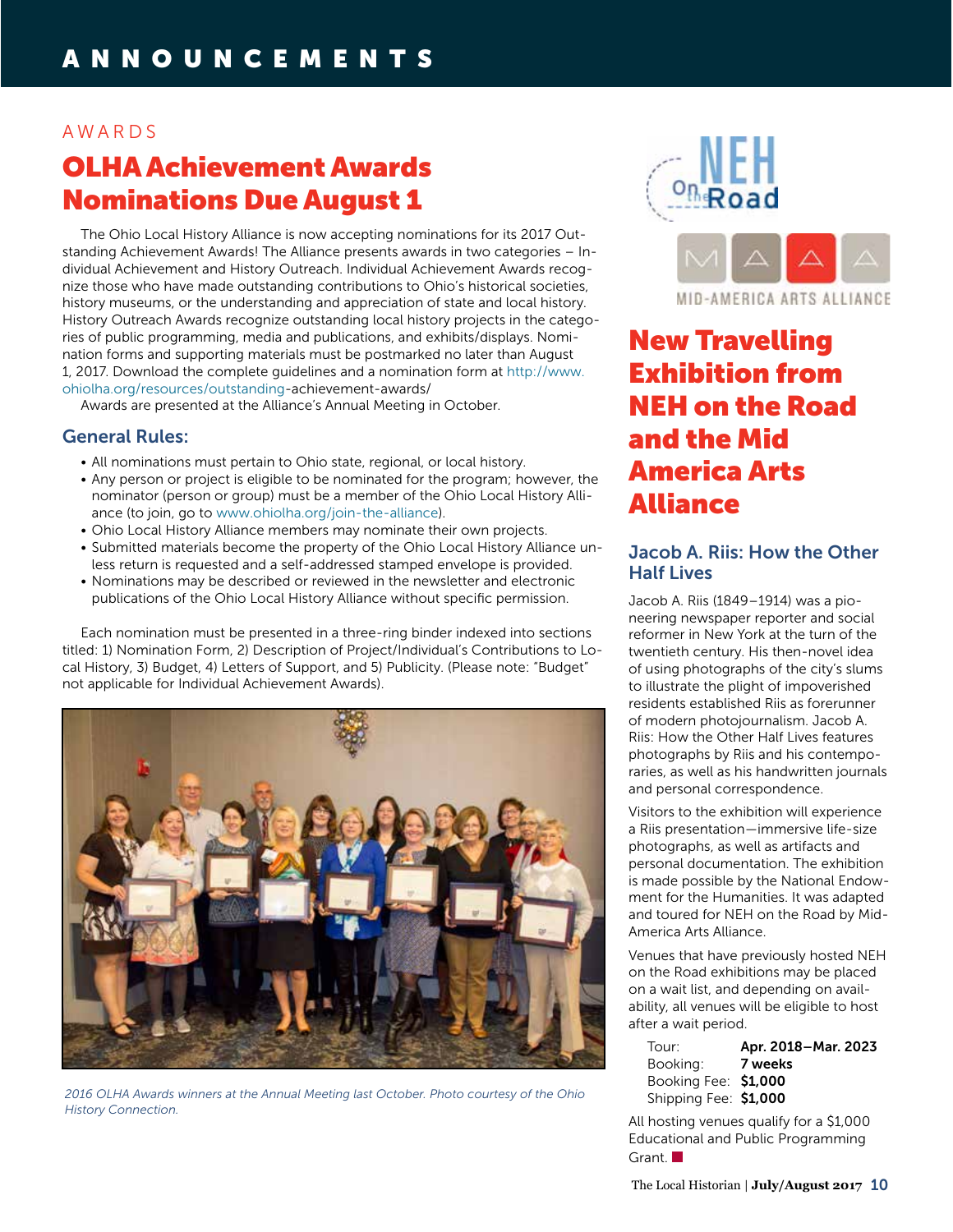# ANNOUNCEMENTS

AWARDS

## OLHA Achievement Awards Nominations Due August 1

The Ohio Local History Alliance is now accepting nominations for its 2017 Outstanding Achievement Awards! The Alliance presents awards in two categories – Individual Achievement and History Outreach. Individual Achievement Awards recognize those who have made outstanding contributions to Ohio's historical societies, history museums, or the understanding and appreciation of state and local history. History Outreach Awards recognize outstanding local history projects in the categories of public programming, media and publications, and exhibits/displays. Nomination forms and supporting materials must be postmarked no later than August 1, 2017. Download the complete guidelines and a nomination form at http://www.ohiolha.org/resources/outstanding-achievement-awards/

Awards are presented at the Alliance's Annual Meeting in October.

### General Rules:

- All nominations must pertain to Ohio state, regional, or local history.
- Any person or project is eligible to be nominated for the program; however, the nominator (person or group) must be a member of the Ohio Local History Alliance (to join, go to www.ohiolha.org/join-the-alliance).
- Ohio Local History Alliance members may nominate their own projects.
- Submitted materials become the property of the Ohio Local History Alliance unless return is requested and a self-addressed stamped envelope is provided.
- Nominations may be described or reviewed in the newsletter and electronic publications of the Ohio Local History Alliance without specific permission.

Each nomination must be presented in a three-ring binder indexed into sections titled: 1) Nomination Form, 2) Description of Project/Individual's Contributions to Local History, 3) Budget, 4) Letters of Support, and 5) Publicity. (Please note: "Budget" not applicable for Individual Achievement Awards).

*2016 OLHA Awards winners at the Annual Meeting last October. Photo courtesy of the Ohio History Connection.*

NEH On the Road

MID-AMERICA ARTS ALLIANCE

## New Travelling Exhibition from NEH on the Road and the Mid America Arts Alliance

### Jacob A. Riis: How the Other Half Lives

Jacob A. Riis (1849–1914) was a pioneering newspaper reporter and social reformer in New York at the turn of the twentieth century. His then-novel idea of using photographs of the city's slums to illustrate the plight of impoverished residents established Riis as forerunner of modern photojournalism. Jacob A. Riis: How the Other Half Lives features photographs by Riis and his contemporaries, as well as his handwritten journals and personal correspondence.

Visitors to the exhibition will experience a Riis presentation—immersive life-size photographs, as well as artifacts and personal documentation. The exhibition is made possible by the National Endowment for the Humanities. It was adapted and toured for NEH on the Road by Mid-America Arts Alliance.

Venues that have previously hosted NEH on the Road exhibitions may be placed on a wait list, and depending on availability, all venues will be eligible to host after a wait period.

| | |
|---|---|
| Tour: | **Apr. 2018–Mar. 2023** |
| Booking: | **7 weeks** |
| Booking Fee: | **$1,000** |
| Shipping Fee: | **$1,000** |

All hosting venues qualify for a $1,000 Educational and Public Programming Grant.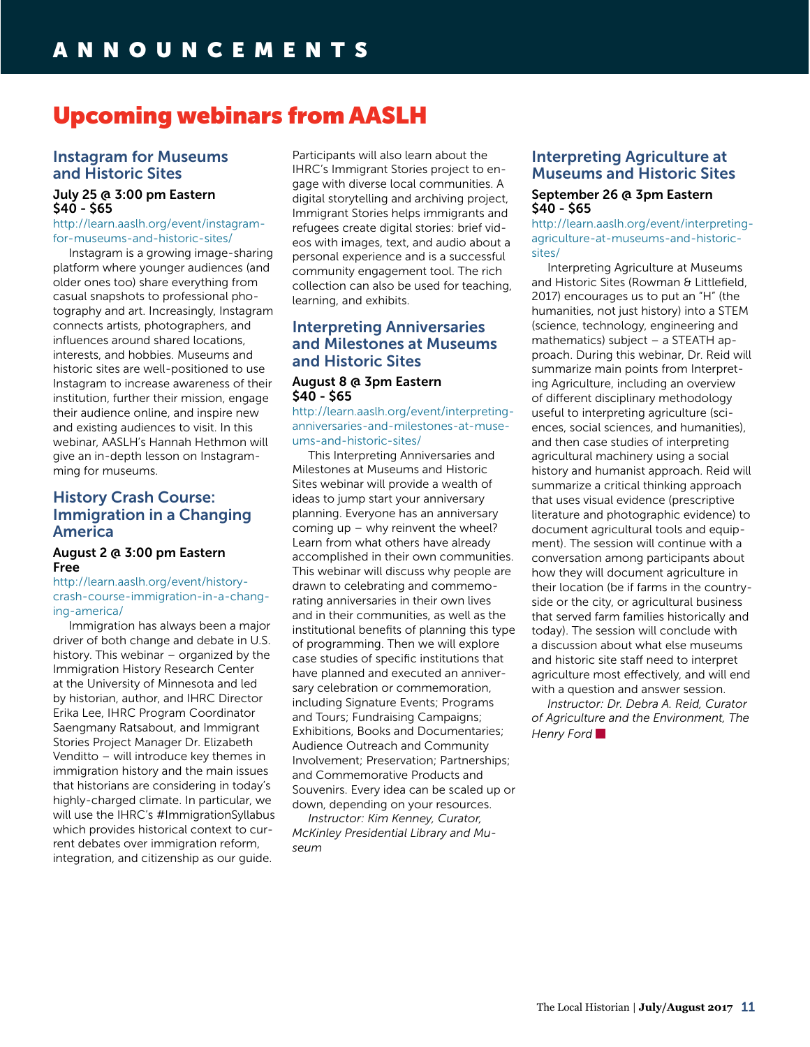# ANNOUNCEMENTS

## Upcoming webinars from AASLH

### Instagram for Museums and Historic Sites

**July 25 @ 3:00 pm Eastern**
**$40 - $65**

http://learn.aaslh.org/event/instagram-for-museums-and-historic-sites/

Instagram is a growing image-sharing platform where younger audiences (and older ones too) share everything from casual snapshots to professional photography and art. Increasingly, Instagram connects artists, photographers, and influences around shared locations, interests, and hobbies. Museums and historic sites are well-positioned to use Instagram to increase awareness of their institution, further their mission, engage their audience online, and inspire new and existing audiences to visit. In this webinar, AASLH's Hannah Hethmon will give an in-depth lesson on Instagramming for museums.

### History Crash Course: Immigration in a Changing America

**August 2 @ 3:00 pm Eastern**
**Free**

http://learn.aaslh.org/event/history-crash-course-immigration-in-a-changing-america/

Immigration has always been a major driver of both change and debate in U.S. history. This webinar – organized by the Immigration History Research Center at the University of Minnesota and led by historian, author, and IHRC Director Erika Lee, IHRC Program Coordinator Saengmany Ratsabout, and Immigrant Stories Project Manager Dr. Elizabeth Venditto – will introduce key themes in immigration history and the main issues that historians are considering in today's highly-charged climate. In particular, we will use the IHRC's #ImmigrationSyllabus which provides historical context to current debates over immigration reform, integration, and citizenship as our guide. Participants will also learn about the IHRC's Immigrant Stories project to engage with diverse local communities. A digital storytelling and archiving project, Immigrant Stories helps immigrants and refugees create digital stories: brief videos with images, text, and audio about a personal experience and is a successful community engagement tool. The rich collection can also be used for teaching, learning, and exhibits.

### Interpreting Anniversaries and Milestones at Museums and Historic Sites

**August 8 @ 3pm Eastern**
**$40 - $65**

http://learn.aaslh.org/event/interpreting-anniversaries-and-milestones-at-museums-and-historic-sites/

This Interpreting Anniversaries and Milestones at Museums and Historic Sites webinar will provide a wealth of ideas to jump start your anniversary planning. Everyone has an anniversary coming up – why reinvent the wheel? Learn from what others have already accomplished in their own communities. This webinar will discuss why people are drawn to celebrating and commemorating anniversaries in their own lives and in their communities, as well as the institutional benefits of planning this type of programming. Then we will explore case studies of specific institutions that have planned and executed an anniversary celebration or commemoration, including Signature Events; Programs and Tours; Fundraising Campaigns; Exhibitions, Books and Documentaries; Audience Outreach and Community Involvement; Preservation; Partnerships; and Commemorative Products and Souvenirs. Every idea can be scaled up or down, depending on your resources.

*Instructor: Kim Kenney, Curator, McKinley Presidential Library and Museum*

### Interpreting Agriculture at Museums and Historic Sites

**September 26 @ 3pm Eastern**
**$40 - $65**

http://learn.aaslh.org/event/interpreting-agriculture-at-museums-and-historic-sites/

Interpreting Agriculture at Museums and Historic Sites (Rowman & Littlefield, 2017) encourages us to put an "H" (the humanities, not just history) into a STEM (science, technology, engineering and mathematics) subject – a STEATH approach. During this webinar, Dr. Reid will summarize main points from Interpreting Agriculture, including an overview of different disciplinary methodology useful to interpreting agriculture (sciences, social sciences, and humanities), and then case studies of interpreting agricultural machinery using a social history and humanist approach. Reid will summarize a critical thinking approach that uses visual evidence (prescriptive literature and photographic evidence) to document agricultural tools and equipment). The session will continue with a conversation among participants about how they will document agriculture in their location (be if farms in the countryside or the city, or agricultural business that served farm families historically and today). The session will conclude with a discussion about what else museums and historic site staff need to interpret agriculture most effectively, and will end with a question and answer session.

*Instructor: Dr. Debra A. Reid, Curator of Agriculture and the Environment, The Henry Ford*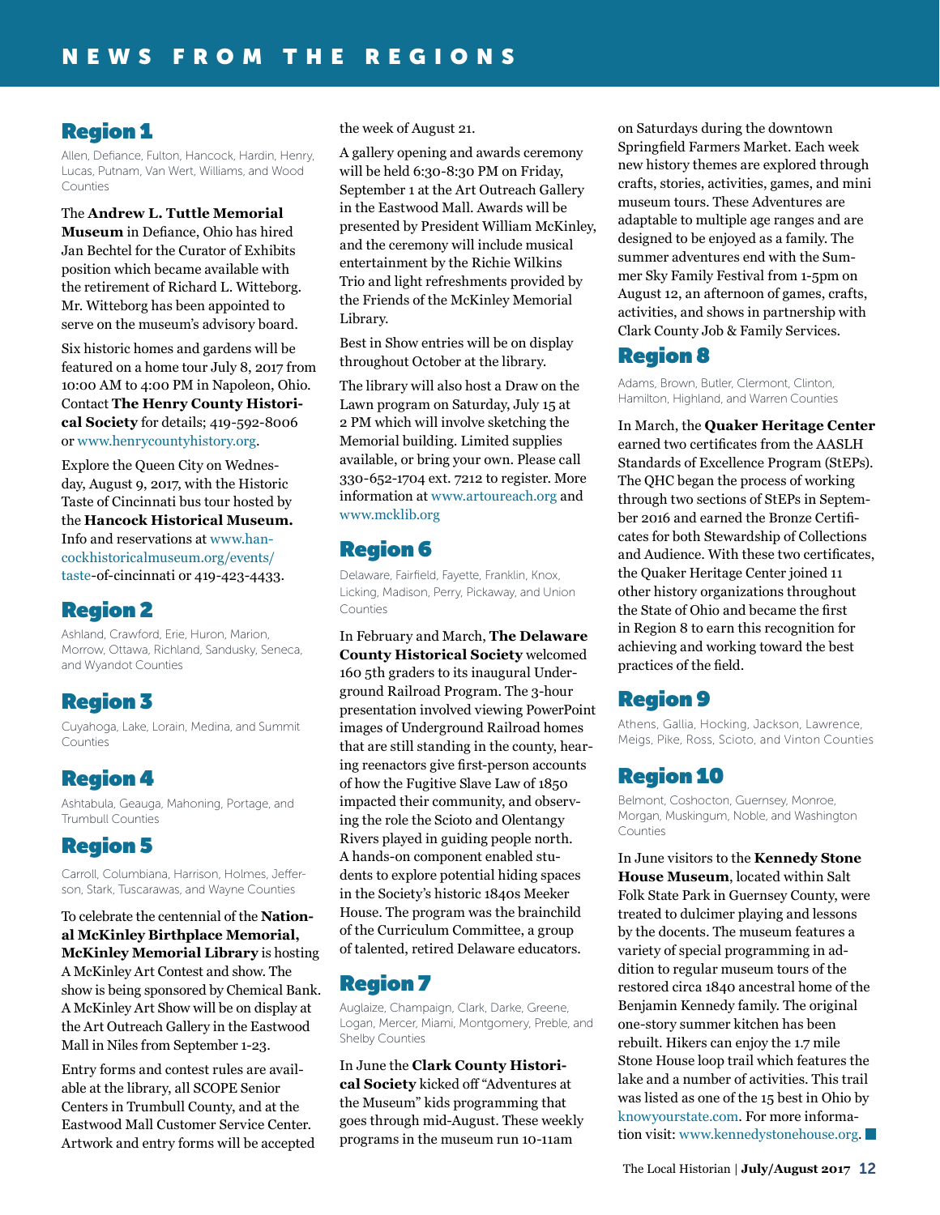# NEWS FROM THE REGIONS

## Region 1

Allen, Defiance, Fulton, Hancock, Hardin, Henry, Lucas, Putnam, Van Wert, Williams, and Wood Counties

The **Andrew L. Tuttle Memorial Museum** in Defiance, Ohio has hired Jan Bechtel for the Curator of Exhibits position which became available with the retirement of Richard L. Witteborg. Mr. Witteborg has been appointed to serve on the museum's advisory board.

Six historic homes and gardens will be featured on a home tour July 8, 2017 from 10:00 AM to 4:00 PM in Napoleon, Ohio. Contact **The Henry County Historical Society** for details; 419-592-8006 or www.henrycountyhistory.org.

Explore the Queen City on Wednesday, August 9, 2017, with the Historic Taste of Cincinnati bus tour hosted by the **Hancock Historical Museum.** Info and reservations at www.hancockhistoricalmuseum.org/events/taste-of-cincinnati or 419-423-4433.

## Region 2

Ashland, Crawford, Erie, Huron, Marion, Morrow, Ottawa, Richland, Sandusky, Seneca, and Wyandot Counties

## Region 3

Cuyahoga, Lake, Lorain, Medina, and Summit Counties

## Region 4

Ashtabula, Geauga, Mahoning, Portage, and Trumbull Counties

## Region 5

Carroll, Columbiana, Harrison, Holmes, Jefferson, Stark, Tuscarawas, and Wayne Counties

To celebrate the centennial of the **National McKinley Birthplace Memorial, McKinley Memorial Library** is hosting A McKinley Art Contest and show. The show is being sponsored by Chemical Bank. A McKinley Art Show will be on display at the Art Outreach Gallery in the Eastwood Mall in Niles from September 1-23.

Entry forms and contest rules are available at the library, all SCOPE Senior Centers in Trumbull County, and at the Eastwood Mall Customer Service Center. Artwork and entry forms will be accepted the week of August 21.

A gallery opening and awards ceremony will be held 6:30-8:30 PM on Friday, September 1 at the Art Outreach Gallery in the Eastwood Mall. Awards will be presented by President William McKinley, and the ceremony will include musical entertainment by the Richie Wilkins Trio and light refreshments provided by the Friends of the McKinley Memorial Library.

Best in Show entries will be on display throughout October at the library.

The library will also host a Draw on the Lawn program on Saturday, July 15 at 2 PM which will involve sketching the Memorial building. Limited supplies available, or bring your own. Please call 330-652-1704 ext. 7212 to register. More information at www.artoureach.org and www.mcklib.org

## Region 6

Delaware, Fairfield, Fayette, Franklin, Knox, Licking, Madison, Perry, Pickaway, and Union Counties

In February and March, **The Delaware County Historical Society** welcomed 160 5th graders to its inaugural Underground Railroad Program. The 3-hour presentation involved viewing PowerPoint images of Underground Railroad homes that are still standing in the county, hearing reenactors give first-person accounts of how the Fugitive Slave Law of 1850 impacted their community, and observing the role the Scioto and Olentangy Rivers played in guiding people north. A hands-on component enabled students to explore potential hiding spaces in the Society's historic 1840s Meeker House. The program was the brainchild of the Curriculum Committee, a group of talented, retired Delaware educators.

## Region 7

Auglaize, Champaign, Clark, Darke, Greene, Logan, Mercer, Miami, Montgomery, Preble, and Shelby Counties

In June the **Clark County Historical Society** kicked off "Adventures at the Museum" kids programming that goes through mid-August. These weekly programs in the museum run 10-11am on Saturdays during the downtown Springfield Farmers Market. Each week new history themes are explored through crafts, stories, activities, games, and mini museum tours. These Adventures are adaptable to multiple age ranges and are designed to be enjoyed as a family. The summer adventures end with the Summer Sky Family Festival from 1-5pm on August 12, an afternoon of games, crafts, activities, and shows in partnership with Clark County Job & Family Services.

## Region 8

Adams, Brown, Butler, Clermont, Clinton, Hamilton, Highland, and Warren Counties

In March, the **Quaker Heritage Center** earned two certificates from the AASLH Standards of Excellence Program (StEPs). The QHC began the process of working through two sections of StEPs in September 2016 and earned the Bronze Certificates for both Stewardship of Collections and Audience. With these two certificates, the Quaker Heritage Center joined 11 other history organizations throughout the State of Ohio and became the first in Region 8 to earn this recognition for achieving and working toward the best practices of the field.

## Region 9

Athens, Gallia, Hocking, Jackson, Lawrence, Meigs, Pike, Ross, Scioto, and Vinton Counties

## Region 10

Belmont, Coshocton, Guernsey, Monroe, Morgan, Muskingum, Noble, and Washington Counties

In June visitors to the **Kennedy Stone House Museum**, located within Salt Folk State Park in Guernsey County, were treated to dulcimer playing and lessons by the docents. The museum features a variety of special programming in addition to regular museum tours of the restored circa 1840 ancestral home of the Benjamin Kennedy family. The original one-story summer kitchen has been rebuilt. Hikers can enjoy the 1.7 mile Stone House loop trail which features the lake and a number of activities. This trail was listed as one of the 15 best in Ohio by knowyourstate.com. For more information visit: www.kennedystonehouse.org.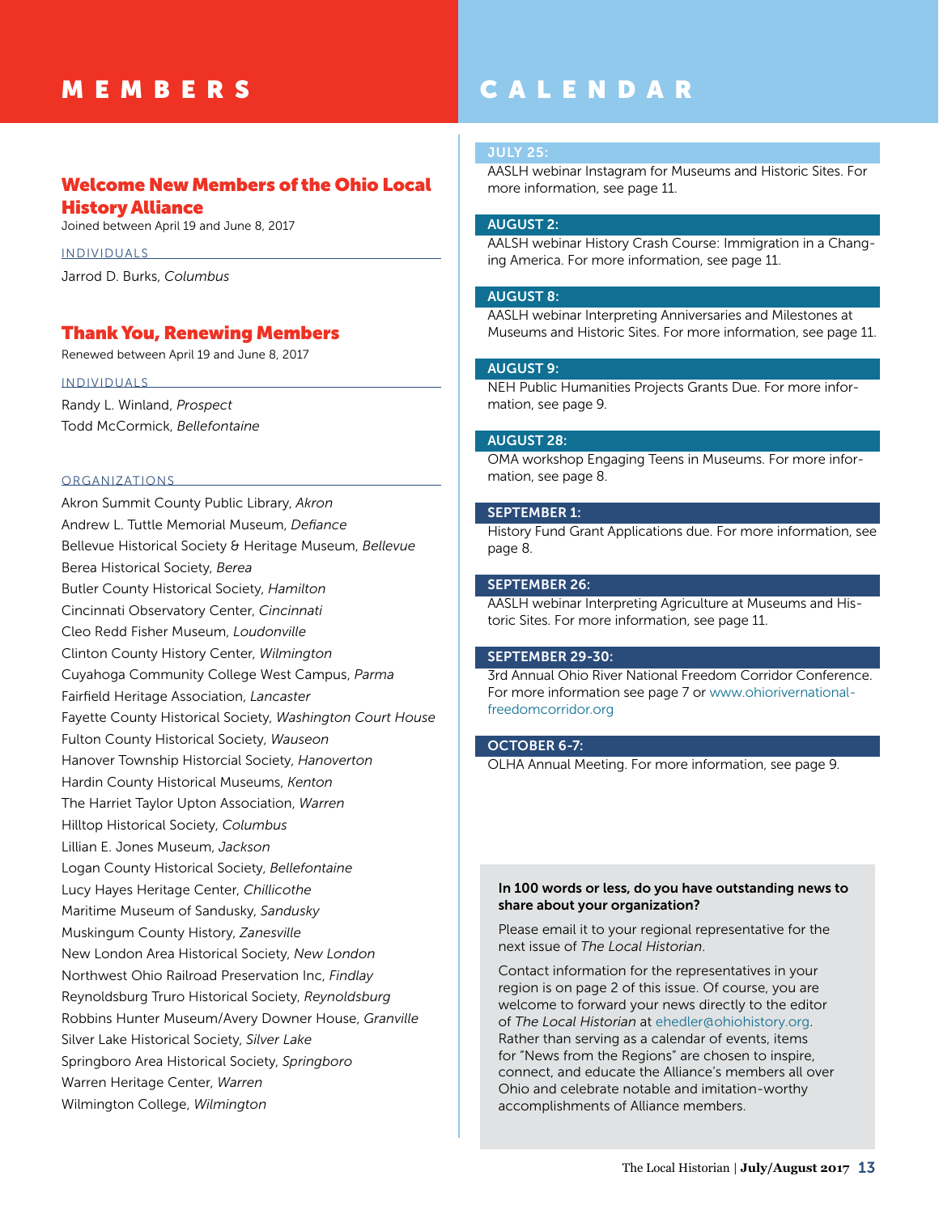# MEMBERS

## Welcome New Members of the Ohio Local History Alliance

Joined between April 19 and June 8, 2017

### INDIVIDUALS

Jarrod D. Burks, *Columbus*

## Thank You, Renewing Members

Renewed between April 19 and June 8, 2017

### INDIVIDUALS

Randy L. Winland, *Prospect*
Todd McCormick, *Bellefontaine*

### ORGANIZATIONS

Akron Summit County Public Library, *Akron*
Andrew L. Tuttle Memorial Museum, *Defiance*
Bellevue Historical Society & Heritage Museum, *Bellevue*
Berea Historical Society, *Berea*
Butler County Historical Society, *Hamilton*
Cincinnati Observatory Center, *Cincinnati*
Cleo Redd Fisher Museum, *Loudonville*
Clinton County History Center, *Wilmington*
Cuyahoga Community College West Campus, *Parma*
Fairfield Heritage Association, *Lancaster*
Fayette County Historical Society, *Washington Court House*
Fulton County Historical Society, *Wauseon*
Hanover Township Historcial Society, *Hanoverton*
Hardin County Historical Museums, *Kenton*
The Harriet Taylor Upton Association, *Warren*
Hilltop Historical Society, *Columbus*
Lillian E. Jones Museum, *Jackson*
Logan County Historical Society, *Bellefontaine*
Lucy Hayes Heritage Center, *Chillicothe*
Maritime Museum of Sandusky, *Sandusky*
Muskingum County History, *Zanesville*
New London Area Historical Society, *New London*
Northwest Ohio Railroad Preservation Inc, *Findlay*
Reynoldsburg Truro Historical Society, *Reynoldsburg*
Robbins Hunter Museum/Avery Downer House, *Granville*
Silver Lake Historical Society, *Silver Lake*
Springboro Area Historical Society, *Springboro*
Warren Heritage Center, *Warren*
Wilmington College, *Wilmington*

# CALENDAR

**JULY 25:**
AASLH webinar Instagram for Museums and Historic Sites. For more information, see page 11.

**AUGUST 2:**
AALSH webinar History Crash Course: Immigration in a Changing America. For more information, see page 11.

**AUGUST 8:**
AASLH webinar Interpreting Anniversaries and Milestones at Museums and Historic Sites. For more information, see page 11.

**AUGUST 9:**
NEH Public Humanities Projects Grants Due. For more information, see page 9.

**AUGUST 28:**
OMA workshop Engaging Teens in Museums. For more information, see page 8.

**SEPTEMBER 1:**
History Fund Grant Applications due. For more information, see page 8.

**SEPTEMBER 26:**
AASLH webinar Interpreting Agriculture at Museums and Historic Sites. For more information, see page 11.

**SEPTEMBER 29-30:**
3rd Annual Ohio River National Freedom Corridor Conference. For more information see page 7 or www.ohiorivernationalfreedomcorridor.org

**OCTOBER 6-7:**
OLHA Annual Meeting. For more information, see page 9.

**In 100 words or less, do you have outstanding news to share about your organization?**

Please email it to your regional representative for the next issue of *The Local Historian*.

Contact information for the representatives in your region is on page 2 of this issue. Of course, you are welcome to forward your news directly to the editor of *The Local Historian* at ehedler@ohiohistory.org. Rather than serving as a calendar of events, items for "News from the Regions" are chosen to inspire, connect, and educate the Alliance's members all over Ohio and celebrate notable and imitation-worthy accomplishments of Alliance members.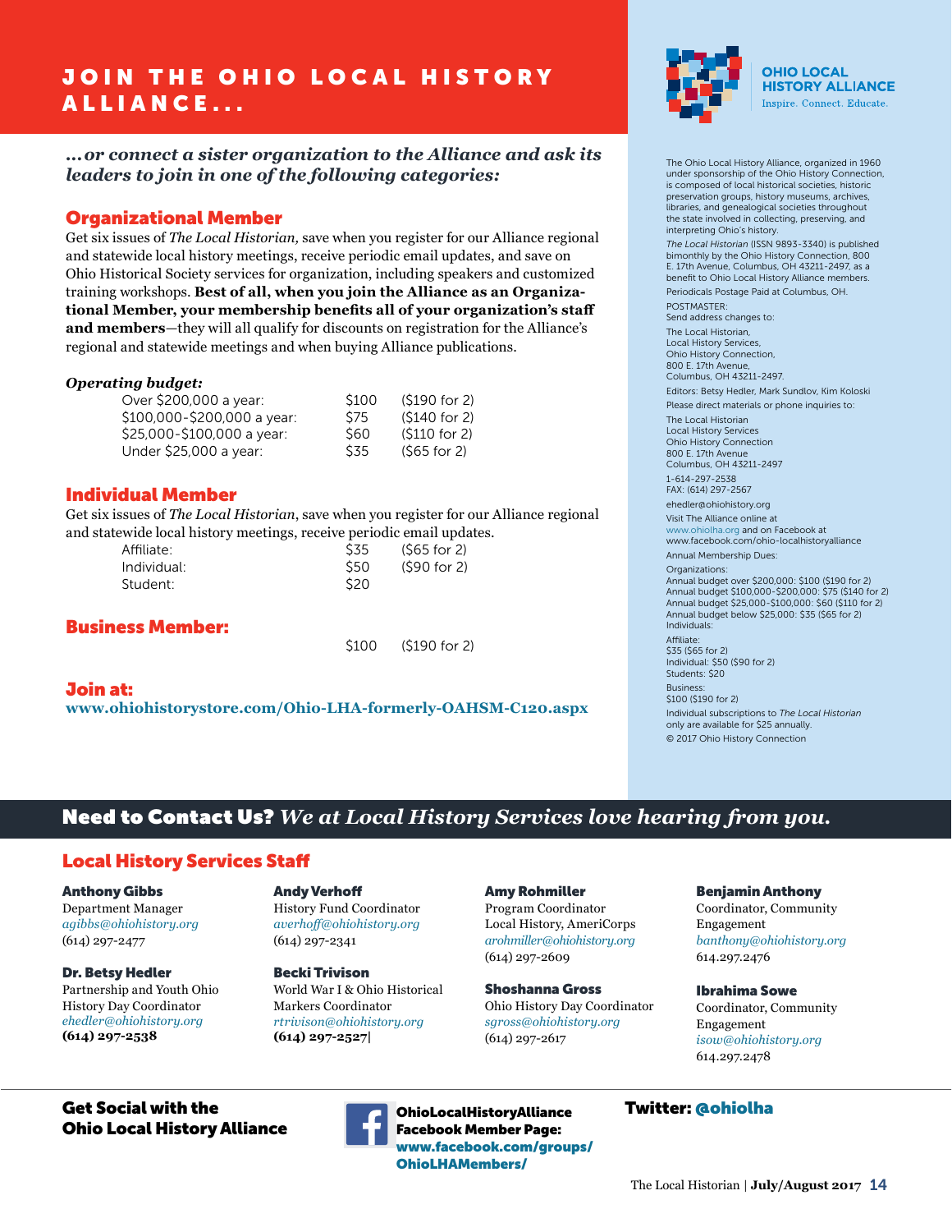# JOIN THE OHIO LOCAL HISTORY ALLIANCE...

***...or connect a sister organization to the Alliance and ask its leaders to join in one of the following categories:***

## Organizational Member

Get six issues of *The Local Historian,* save when you register for our Alliance regional and statewide local history meetings, receive periodic email updates, and save on Ohio Historical Society services for organization, including speakers and customized training workshops. **Best of all, when you join the Alliance as an Organizational Member, your membership benefits all of your organization's staff and members**—they will all qualify for discounts on registration for the Alliance's regional and statewide meetings and when buying Alliance publications.

***Operating budget:***

| | | |
|---|---|---|
| Over $200,000 a year: | $100 | ($190 for 2) |
| $100,000-$200,000 a year: | $75 | ($140 for 2) |
| $25,000-$100,000 a year: | $60 | ($110 for 2) |
| Under $25,000 a year: | $35 | ($65 for 2) |

## Individual Member

Get six issues of *The Local Historian*, save when you register for our Alliance regional and statewide local history meetings, receive periodic email updates.

| | | |
|---|---|---|
| Affiliate: | $35 | ($65 for 2) |
| Individual: | $50 | ($90 for 2) |
| Student: | $20 | |

## Business Member:

$100 ($190 for 2)

## Join at:

**www.ohiohistorystore.com/Ohio-LHA-formerly-OAHSM-C120.aspx**

---

OHIO LOCAL HISTORY ALLIANCE
Inspire. Connect. Educate.

The Ohio Local History Alliance, organized in 1960 under sponsorship of the Ohio History Connection, is composed of local historical societies, historic preservation groups, history museums, archives, libraries, and genealogical societies throughout the state involved in collecting, preserving, and interpreting Ohio's history.

*The Local Historian* (ISSN 9893-3340) is published bimonthly by the Ohio History Connection, 800 E. 17th Avenue, Columbus, OH 43211-2497, as a benefit to Ohio Local History Alliance members.

Periodicals Postage Paid at Columbus, OH.

POSTMASTER:
Send address changes to:

The Local Historian,
Local History Services,
Ohio History Connection,
800 E. 17th Avenue,
Columbus, OH 43211-2497.

Editors: Betsy Hedler, Mark Sundlov, Kim Koloski

Please direct materials or phone inquiries to:

The Local Historian
Local History Services
Ohio History Connection
800 E. 17th Avenue
Columbus, OH 43211-2497

1-614-297-2538
FAX: (614) 297-2567

ehedler@ohiohistory.org

Visit The Alliance online at www.ohiolha.org and on Facebook at www.facebook.com/ohio-localhistoryalliance

Annual Membership Dues:

Organizations:
Annual budget over $200,000: $100 ($190 for 2)
Annual budget $100,000-$200,000: $75 ($140 for 2)
Annual budget $25,000-$100,000: $60 ($110 for 2)
Annual budget below $25,000: $35 ($65 for 2)
Individuals:

Affiliate:
$35 ($65 for 2)
Individual: $50 ($90 for 2)
Students: $20

Business:
$100 ($190 for 2)

Individual subscriptions to *The Local Historian* only are available for $25 annually.

© 2017 Ohio History Connection

---

## Need to Contact Us? *We at Local History Services love hearing from you.*

### Local History Services Staff

**Anthony Gibbs**
Department Manager
*agibbs@ohiohistory.org*
(614) 297-2477

**Dr. Betsy Hedler**
Partnership and Youth Ohio History Day Coordinator
*ehedler@ohiohistory.org*
**(614) 297-2538**

**Andy Verhoff**
History Fund Coordinator
*averhoff@ohiohistory.org*
(614) 297-2341

**Becki Trivison**
World War I & Ohio Historical Markers Coordinator
*rtrivison@ohiohistory.org*
**(614) 297-2527|**

**Amy Rohmiller**
Program Coordinator
Local History, AmeriCorps
*arohmiller@ohiohistory.org*
(614) 297-2609

**Shoshanna Gross**
Ohio History Day Coordinator
*sgross@ohiohistory.org*
(614) 297-2617

**Benjamin Anthony**
Coordinator, Community Engagement
*banthony@ohiohistory.org*
614.297.2476

**Ibrahima Sowe**
Coordinator, Community Engagement
*isow@ohiohistory.org*
614.297.2478

---

**Get Social with the Ohio Local History Alliance**

**OhioLocalHistoryAlliance Facebook Member Page: www.facebook.com/groups/OhioLHAMembers/**

**Twitter: @ohiolha**